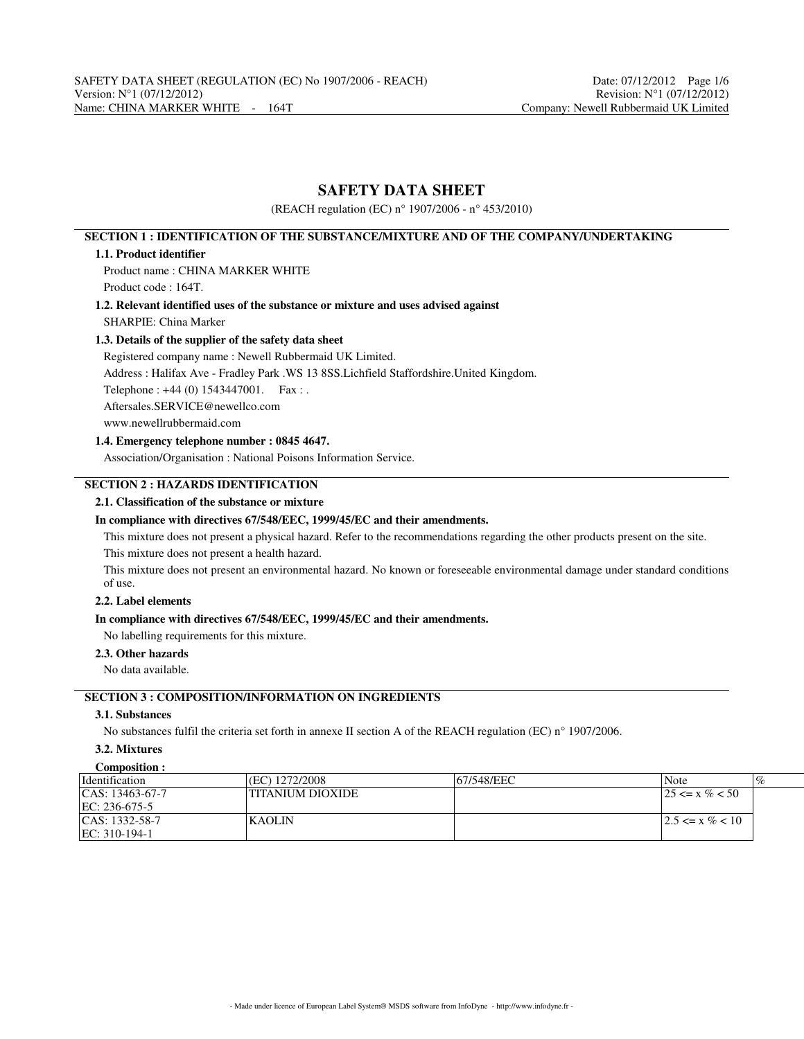# SAFETY DATA SHEET

(REACH regulation (EC) n° 1907/2006 - n° 453/2010)

## SECTION 1 : IDENTIFICATION OF THE SUBSTANCE/MIXTURE AND OF THE COMPANY/UNDERTAKING

### 1.1. Product identifier

Product name : CHINA MARKER WHITE

Product code : 164T.

### 1.2. Relevant identified uses of the substance or mixture and uses advised against

SHARPIE: China Marker

### 1.3. Details of the supplier of the safety data sheet

Registered company name : Newell Rubbermaid UK Limited.

Address : Halifax Ave - Fradley Park .WS 13 8SS.Lichfield Staffordshire.United Kingdom.

Telephone : +44 (0) 1543447001. Fax : .

Aftersales.SERVICE@newellco.com

www.newellrubbermaid.com

### 1.4. Emergency telephone number : 0845 4647.

Association/Organisation : National Poisons Information Service.

## SECTION 2 : HAZARDS IDENTIFICATION

### 2.1. Classification of the substance or mixture

**In compliance with directives 67/548/EEC, 1999/45/EC and their amendments.**

This mixture does not present a physical hazard. Refer to the recommendations regarding the other products present on the site.

This mixture does not present a health hazard.

This mixture does not present an environmental hazard. No known or foreseeable environmental damage under standard conditions of use.

### 2.2. Label elements

**In compliance with directives 67/548/EEC, 1999/45/EC and their amendments.**

No labelling requirements for this mixture.

### 2.3. Other hazards

No data available.

## SECTION 3 : COMPOSITION/INFORMATION ON INGREDIENTS

### 3.1. Substances

No substances fulfil the criteria set forth in annexe II section A of the REACH regulation (EC) n° 1907/2006.

### 3.2. Mixtures

**Composition :**

| Identification | (EC) 1272/2008 | 67/548/EEC | Note | % |
|---|---|---|---|---|
| CAS: 13463-67-7<br>EC: 236-675-5 | TITANIUM DIOXIDE | | | 25 <= x % < 50 |
| CAS: 1332-58-7<br>EC: 310-194-1 | KAOLIN | | | 2.5 <= x % < 10 |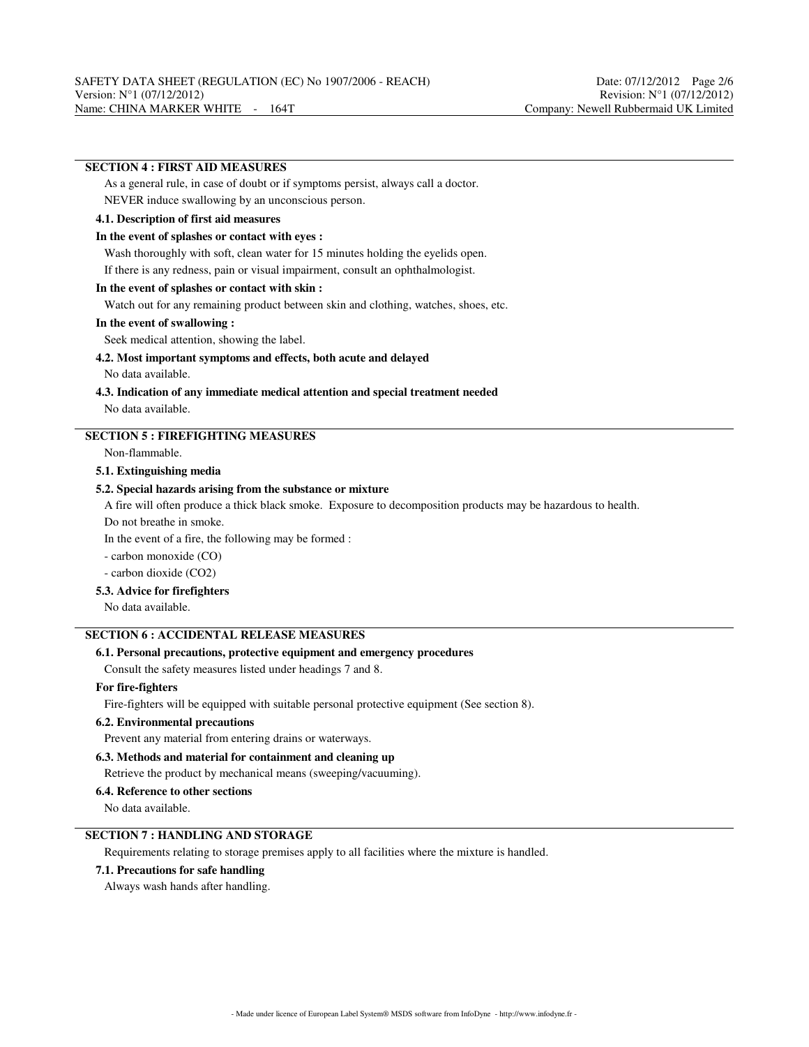## SECTION 4 : FIRST AID MEASURES

As a general rule, in case of doubt or if symptoms persist, always call a doctor.

NEVER induce swallowing by an unconscious person.

### 4.1. Description of first aid measures

**In the event of splashes or contact with eyes :**

Wash thoroughly with soft, clean water for 15 minutes holding the eyelids open.

If there is any redness, pain or visual impairment, consult an ophthalmologist.

**In the event of splashes or contact with skin :**

Watch out for any remaining product between skin and clothing, watches, shoes, etc.

**In the event of swallowing :**

Seek medical attention, showing the label.

### 4.2. Most important symptoms and effects, both acute and delayed

No data available.

### 4.3. Indication of any immediate medical attention and special treatment needed

No data available.

## SECTION 5 : FIREFIGHTING MEASURES

Non-flammable.

### 5.1. Extinguishing media

### 5.2. Special hazards arising from the substance or mixture

A fire will often produce a thick black smoke. Exposure to decomposition products may be hazardous to health.

Do not breathe in smoke.

In the event of a fire, the following may be formed :

- carbon monoxide (CO)
- carbon dioxide ($CO_2$)

### 5.3. Advice for firefighters

No data available.

## SECTION 6 : ACCIDENTAL RELEASE MEASURES

### 6.1. Personal precautions, protective equipment and emergency procedures

Consult the safety measures listed under headings 7 and 8.

**For fire-fighters**

Fire-fighters will be equipped with suitable personal protective equipment (See section 8).

### 6.2. Environmental precautions

Prevent any material from entering drains or waterways.

### 6.3. Methods and material for containment and cleaning up

Retrieve the product by mechanical means (sweeping/vacuuming).

### 6.4. Reference to other sections

No data available.

## SECTION 7 : HANDLING AND STORAGE

Requirements relating to storage premises apply to all facilities where the mixture is handled.

### 7.1. Precautions for safe handling

Always wash hands after handling.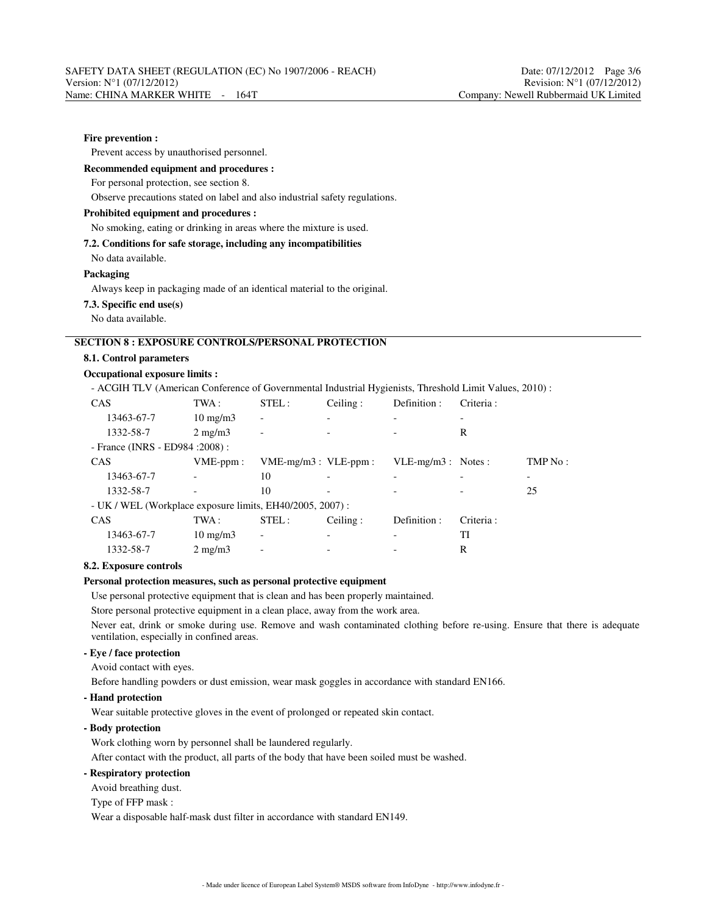**Fire prevention :**

Prevent access by unauthorised personnel.

**Recommended equipment and procedures :**

For personal protection, see section 8.

Observe precautions stated on label and also industrial safety regulations.

**Prohibited equipment and procedures :**

No smoking, eating or drinking in areas where the mixture is used.

**7.2. Conditions for safe storage, including any incompatibilities**

No data available.

**Packaging**

Always keep in packaging made of an identical material to the original.

**7.3. Specific end use(s)**

No data available.

## SECTION 8 : EXPOSURE CONTROLS/PERSONAL PROTECTION

**8.1. Control parameters**

**Occupational exposure limits :**

- ACGIH TLV (American Conference of Governmental Industrial Hygienists, Threshold Limit Values, 2010) :

| CAS | TWA : | STEL : | Ceiling : | Definition : | Criteria : |
|---|---|---|---|---|---|
| 13463-67-7 | 10 mg/m3 | - | - | - | - |
| 1332-58-7 | 2 mg/m3 | - | - | - | R |

- France (INRS - ED984 :2008) :

| CAS | VME-ppm : | VME-mg/m3 : | VLE-ppm : | VLE-mg/m3 : | Notes : | TMP No : |
|---|---|---|---|---|---|---|
| 13463-67-7 | - | 10 | - | - | - | - |
| 1332-58-7 | - | 10 | - | - | - | 25 |

- UK / WEL (Workplace exposure limits, EH40/2005, 2007) :

| CAS | TWA : | STEL : | Ceiling : | Definition : | Criteria : |
|---|---|---|---|---|---|
| 13463-67-7 | 10 mg/m3 | - | - | - | TI |
| 1332-58-7 | 2 mg/m3 | - | - | - | R |

**8.2. Exposure controls**

**Personal protection measures, such as personal protective equipment**

Use personal protective equipment that is clean and has been properly maintained.

Store personal protective equipment in a clean place, away from the work area.

Never eat, drink or smoke during use. Remove and wash contaminated clothing before re-using. Ensure that there is adequate ventilation, especially in confined areas.

**- Eye / face protection**

Avoid contact with eyes.

Before handling powders or dust emission, wear mask goggles in accordance with standard EN166.

**- Hand protection**

Wear suitable protective gloves in the event of prolonged or repeated skin contact.

**- Body protection**

Work clothing worn by personnel shall be laundered regularly.

After contact with the product, all parts of the body that have been soiled must be washed.

**- Respiratory protection**

Avoid breathing dust.

Type of FFP mask :

Wear a disposable half-mask dust filter in accordance with standard EN149.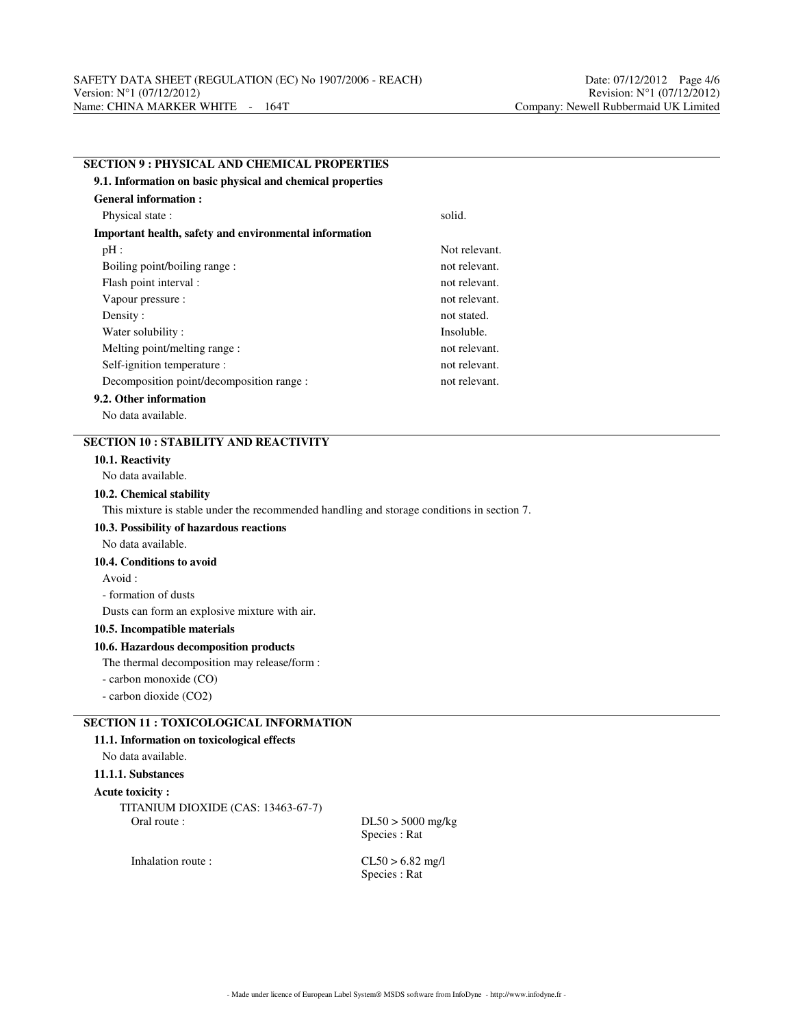## SECTION 9 : PHYSICAL AND CHEMICAL PROPERTIES

### 9.1. Information on basic physical and chemical properties

**General information :**

| | |
|---|---|
| Physical state : | solid. |

**Important health, safety and environmental information**

| | |
|---|---|
| pH : | Not relevant. |
| Boiling point/boiling range : | not relevant. |
| Flash point interval : | not relevant. |
| Vapour pressure : | not relevant. |
| Density : | not stated. |
| Water solubility : | Insoluble. |
| Melting point/melting range : | not relevant. |
| Self-ignition temperature : | not relevant. |
| Decomposition point/decomposition range : | not relevant. |

### 9.2. Other information

No data available.

## SECTION 10 : STABILITY AND REACTIVITY

### 10.1. Reactivity

No data available.

### 10.2. Chemical stability

This mixture is stable under the recommended handling and storage conditions in section 7.

### 10.3. Possibility of hazardous reactions

No data available.

### 10.4. Conditions to avoid

Avoid :

- formation of dusts

Dusts can form an explosive mixture with air.

### 10.5. Incompatible materials

### 10.6. Hazardous decomposition products

The thermal decomposition may release/form :

- carbon monoxide (CO)
- carbon dioxide ($CO_2$)

## SECTION 11 : TOXICOLOGICAL INFORMATION

### 11.1. Information on toxicological effects

No data available.

#### 11.1.1. Substances

**Acute toxicity :**

TITANIUM DIOXIDE (CAS: 13463-67-7)

| | |
|---|---|
| Oral route : | DL50 > 5000 mg/kg<br>Species : Rat |
| Inhalation route : | CL50 > 6.82 mg/l<br>Species : Rat |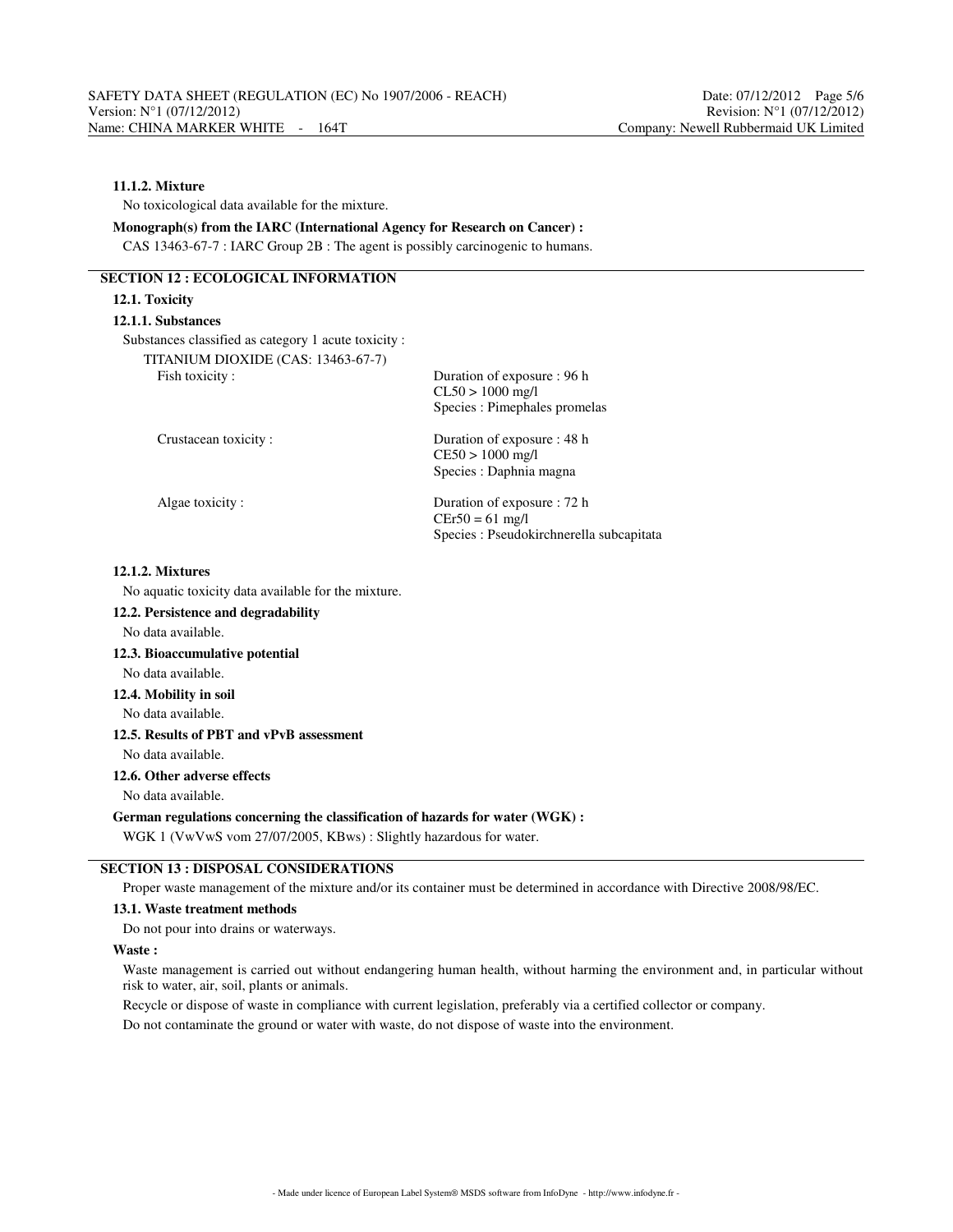#### 11.1.2. Mixture

No toxicological data available for the mixture.

**Monograph(s) from the IARC (International Agency for Research on Cancer) :**

CAS 13463-67-7 : IARC Group 2B : The agent is possibly carcinogenic to humans.

## SECTION 12 : ECOLOGICAL INFORMATION

### 12.1. Toxicity

#### 12.1.1. Substances

Substances classified as category 1 acute toxicity :

TITANIUM DIOXIDE (CAS: 13463-67-7)

| | |
|---|---|
| Fish toxicity : | Duration of exposure : 96 h<br>CL50 > 1000 mg/l<br>Species : Pimephales promelas |
| Crustacean toxicity : | Duration of exposure : 48 h<br>CE50 > 1000 mg/l<br>Species : Daphnia magna |
| Algae toxicity : | Duration of exposure : 72 h<br>CEr50 = 61 mg/l<br>Species : Pseudokirchnerella subcapitata |

#### 12.1.2. Mixtures

No aquatic toxicity data available for the mixture.

### 12.2. Persistence and degradability

No data available.

### 12.3. Bioaccumulative potential

No data available.

### 12.4. Mobility in soil

No data available.

### 12.5. Results of PBT and vPvB assessment

No data available.

### 12.6. Other adverse effects

No data available.

**German regulations concerning the classification of hazards for water (WGK) :**

WGK 1 (VwVwS vom 27/07/2005, KBws) : Slightly hazardous for water.

## SECTION 13 : DISPOSAL CONSIDERATIONS

Proper waste management of the mixture and/or its container must be determined in accordance with Directive 2008/98/EC.

### 13.1. Waste treatment methods

Do not pour into drains or waterways.

**Waste :**

Waste management is carried out without endangering human health, without harming the environment and, in particular without risk to water, air, soil, plants or animals.

Recycle or dispose of waste in compliance with current legislation, preferably via a certified collector or company.

Do not contaminate the ground or water with waste, do not dispose of waste into the environment.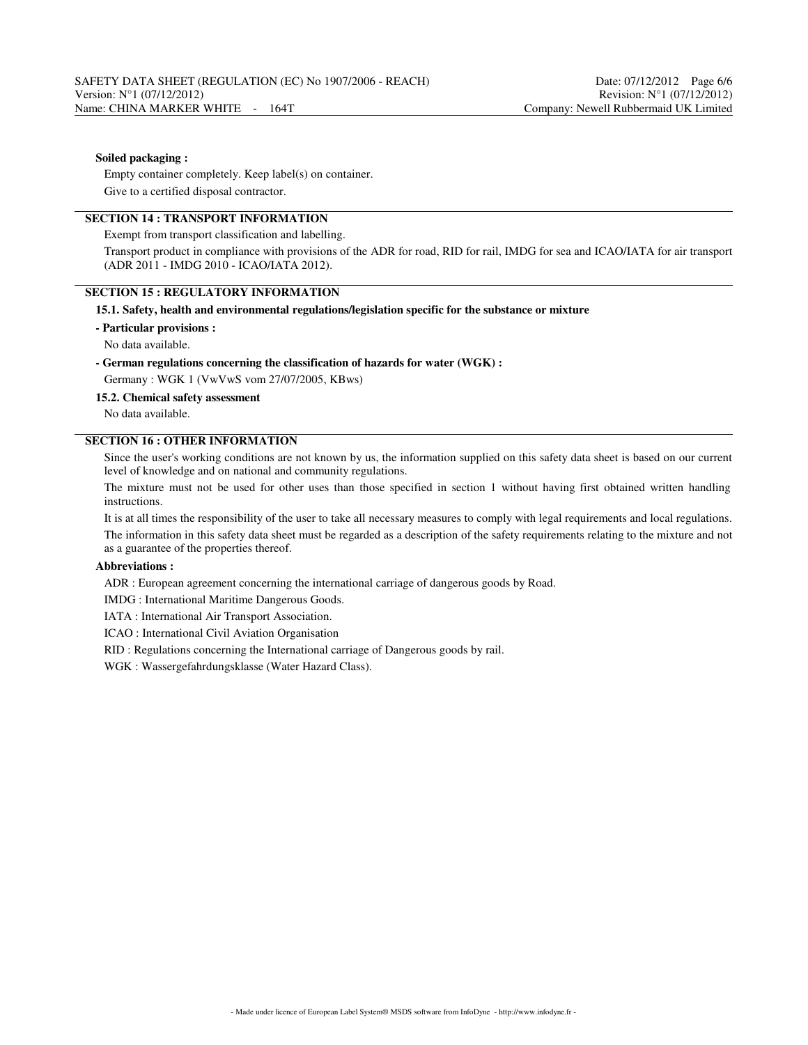**Soiled packaging :**

Empty container completely. Keep label(s) on container.

Give to a certified disposal contractor.

## SECTION 14 : TRANSPORT INFORMATION

Exempt from transport classification and labelling.

Transport product in compliance with provisions of the ADR for road, RID for rail, IMDG for sea and ICAO/IATA for air transport (ADR 2011 - IMDG 2010 - ICAO/IATA 2012).

## SECTION 15 : REGULATORY INFORMATION

**15.1. Safety, health and environmental regulations/legislation specific for the substance or mixture**

**- Particular provisions :**

No data available.

**- German regulations concerning the classification of hazards for water (WGK) :**

Germany : WGK 1 (VwVwS vom 27/07/2005, KBws)

**15.2. Chemical safety assessment**

No data available.

## SECTION 16 : OTHER INFORMATION

Since the user's working conditions are not known by us, the information supplied on this safety data sheet is based on our current level of knowledge and on national and community regulations.

The mixture must not be used for other uses than those specified in section 1 without having first obtained written handling instructions.

It is at all times the responsibility of the user to take all necessary measures to comply with legal requirements and local regulations.

The information in this safety data sheet must be regarded as a description of the safety requirements relating to the mixture and not as a guarantee of the properties thereof.

**Abbreviations :**

ADR : European agreement concerning the international carriage of dangerous goods by Road.

IMDG : International Maritime Dangerous Goods.

IATA : International Air Transport Association.

ICAO : International Civil Aviation Organisation

RID : Regulations concerning the International carriage of Dangerous goods by rail.

WGK : Wassergefahrdungsklasse (Water Hazard Class).